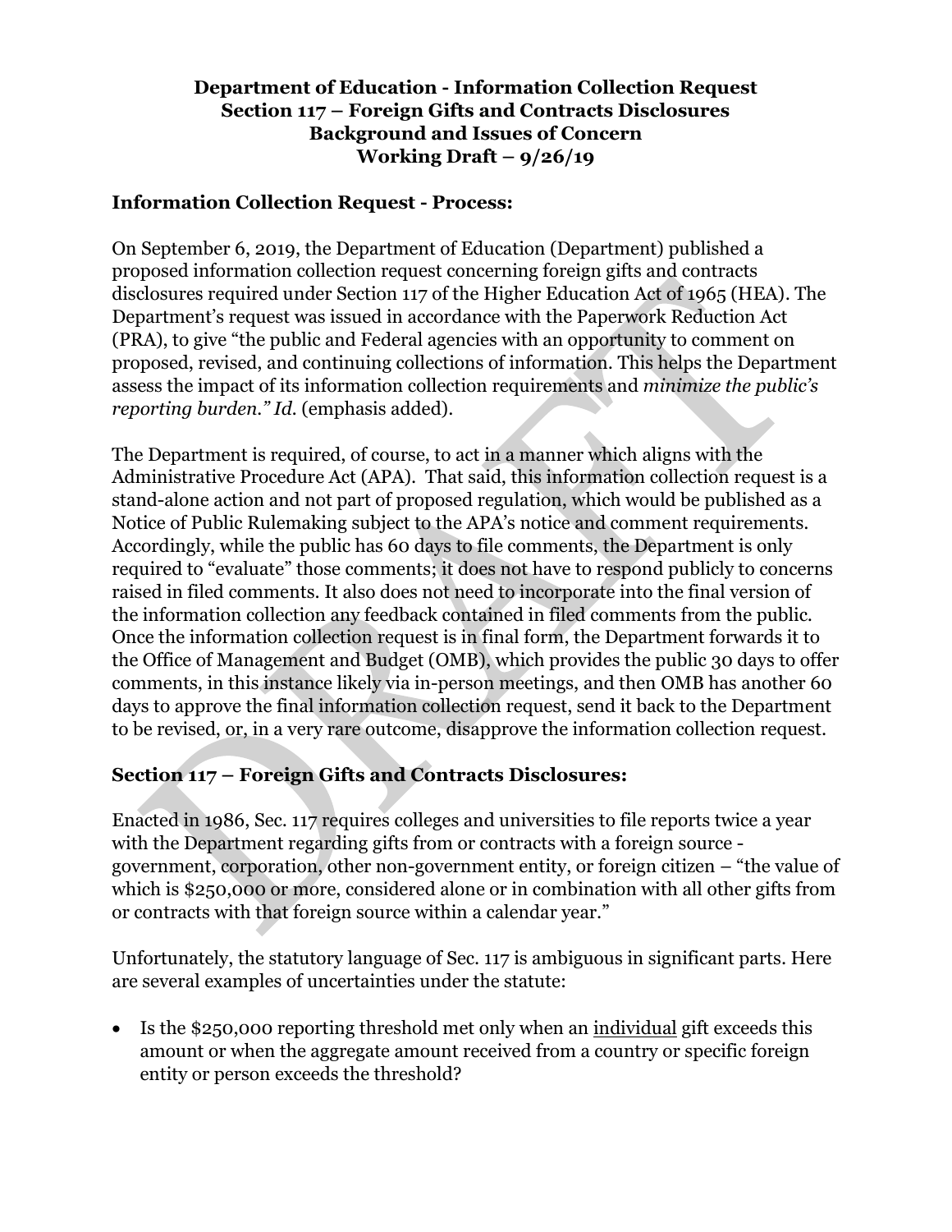**Department of Education - Information Collection Request**
**Section 117 – Foreign Gifts and Contracts Disclosures**
**Background and Issues of Concern**
**Working Draft – 9/26/19**

## Information Collection Request - Process:

On September 6, 2019, the Department of Education (Department) published a proposed information collection request concerning foreign gifts and contracts disclosures required under Section 117 of the Higher Education Act of 1965 (HEA). The Department's request was issued in accordance with the Paperwork Reduction Act (PRA), to give "the public and Federal agencies with an opportunity to comment on proposed, revised, and continuing collections of information. This helps the Department assess the impact of its information collection requirements and *minimize the public's reporting burden." Id.* (emphasis added).

The Department is required, of course, to act in a manner which aligns with the Administrative Procedure Act (APA). That said, this information collection request is a stand-alone action and not part of proposed regulation, which would be published as a Notice of Public Rulemaking subject to the APA's notice and comment requirements. Accordingly, while the public has 60 days to file comments, the Department is only required to "evaluate" those comments; it does not have to respond publicly to concerns raised in filed comments. It also does not need to incorporate into the final version of the information collection any feedback contained in filed comments from the public. Once the information collection request is in final form, the Department forwards it to the Office of Management and Budget (OMB), which provides the public 30 days to offer comments, in this instance likely via in-person meetings, and then OMB has another 60 days to approve the final information collection request, send it back to the Department to be revised, or, in a very rare outcome, disapprove the information collection request.

## Section 117 – Foreign Gifts and Contracts Disclosures:

Enacted in 1986, Sec. 117 requires colleges and universities to file reports twice a year with the Department regarding gifts from or contracts with a foreign source - government, corporation, other non-government entity, or foreign citizen – "the value of which is $250,000 or more, considered alone or in combination with all other gifts from or contracts with that foreign source within a calendar year."

Unfortunately, the statutory language of Sec. 117 is ambiguous in significant parts. Here are several examples of uncertainties under the statute:

- Is the $250,000 reporting threshold met only when an <u>individual</u> gift exceeds this amount or when the aggregate amount received from a country or specific foreign entity or person exceeds the threshold?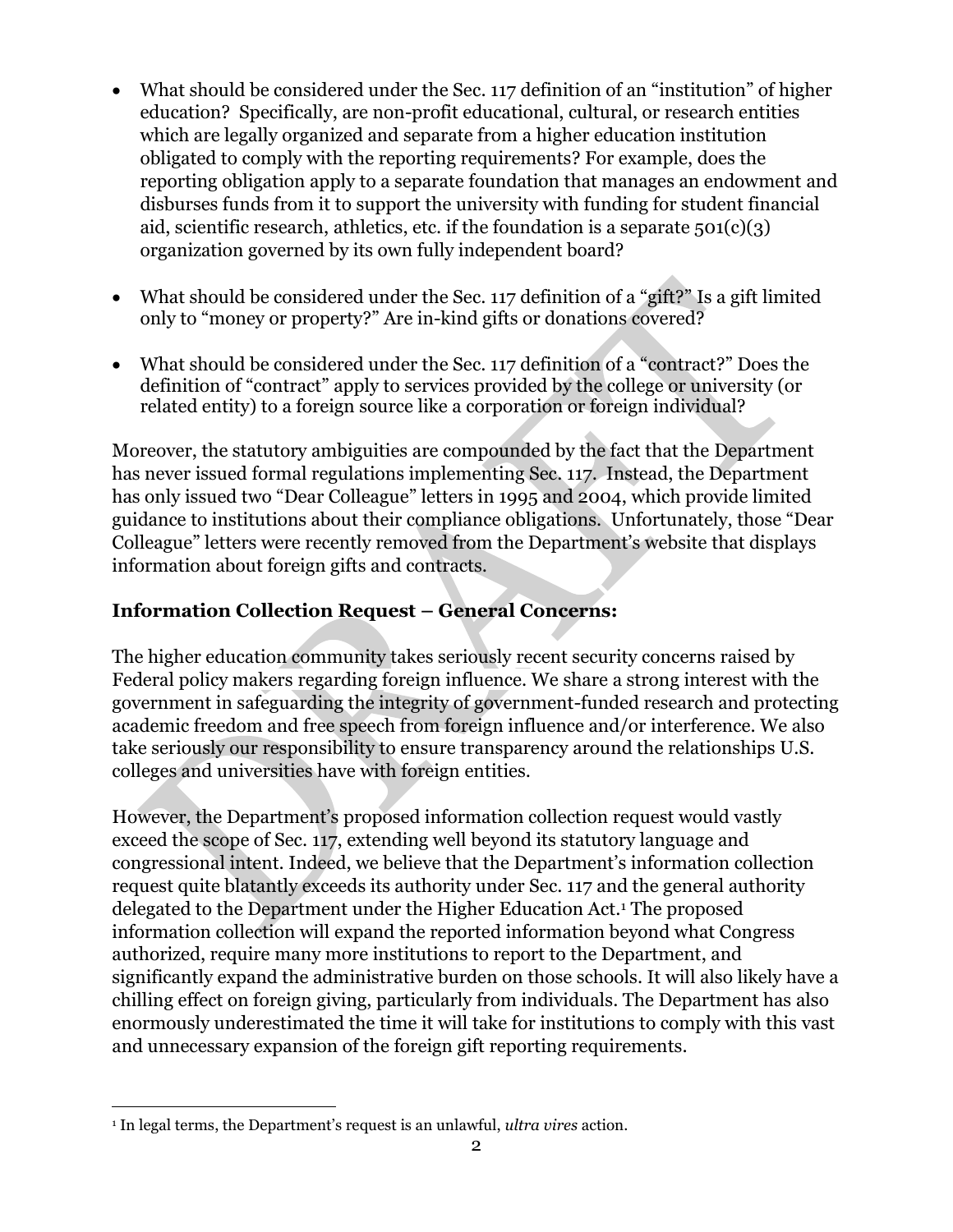- What should be considered under the Sec. 117 definition of an "institution" of higher education? Specifically, are non-profit educational, cultural, or research entities which are legally organized and separate from a higher education institution obligated to comply with the reporting requirements? For example, does the reporting obligation apply to a separate foundation that manages an endowment and disburses funds from it to support the university with funding for student financial aid, scientific research, athletics, etc. if the foundation is a separate 501(c)(3) organization governed by its own fully independent board?

- What should be considered under the Sec. 117 definition of a "gift?" Is a gift limited only to "money or property?" Are in-kind gifts or donations covered?

- What should be considered under the Sec. 117 definition of a "contract?" Does the definition of "contract" apply to services provided by the college or university (or related entity) to a foreign source like a corporation or foreign individual?

Moreover, the statutory ambiguities are compounded by the fact that the Department has never issued formal regulations implementing Sec. 117. Instead, the Department has only issued two "Dear Colleague" letters in 1995 and 2004, which provide limited guidance to institutions about their compliance obligations. Unfortunately, those "Dear Colleague" letters were recently removed from the Department's website that displays information about foreign gifts and contracts.

## Information Collection Request – General Concerns:

The higher education community takes seriously recent security concerns raised by Federal policy makers regarding foreign influence. We share a strong interest with the government in safeguarding the integrity of government-funded research and protecting academic freedom and free speech from foreign influence and/or interference. We also take seriously our responsibility to ensure transparency around the relationships U.S. colleges and universities have with foreign entities.

However, the Department's proposed information collection request would vastly exceed the scope of Sec. 117, extending well beyond its statutory language and congressional intent. Indeed, we believe that the Department's information collection request quite blatantly exceeds its authority under Sec. 117 and the general authority delegated to the Department under the Higher Education Act.[1] The proposed information collection will expand the reported information beyond what Congress authorized, require many more institutions to report to the Department, and significantly expand the administrative burden on those schools. It will also likely have a chilling effect on foreign giving, particularly from individuals. The Department has also enormously underestimated the time it will take for institutions to comply with this vast and unnecessary expansion of the foreign gift reporting requirements.

[1] In legal terms, the Department's request is an unlawful, *ultra vires* action.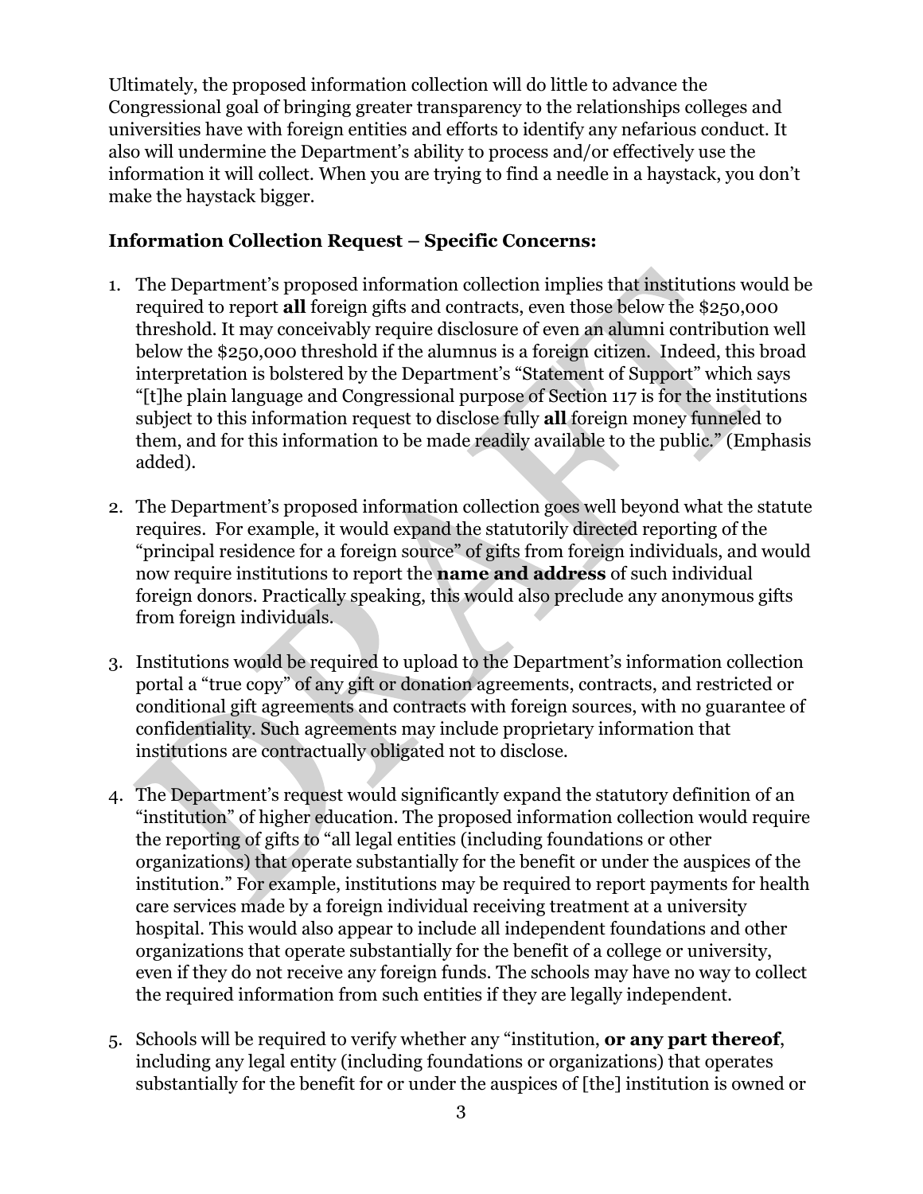Ultimately, the proposed information collection will do little to advance the Congressional goal of bringing greater transparency to the relationships colleges and universities have with foreign entities and efforts to identify any nefarious conduct. It also will undermine the Department's ability to process and/or effectively use the information it will collect. When you are trying to find a needle in a haystack, you don't make the haystack bigger.

**Information Collection Request – Specific Concerns:**

1. The Department's proposed information collection implies that institutions would be required to report **all** foreign gifts and contracts, even those below the $250,000 threshold. It may conceivably require disclosure of even an alumni contribution well below the $250,000 threshold if the alumnus is a foreign citizen. Indeed, this broad interpretation is bolstered by the Department's "Statement of Support" which says "[t]he plain language and Congressional purpose of Section 117 is for the institutions subject to this information request to disclose fully **all** foreign money funneled to them, and for this information to be made readily available to the public." (Emphasis added).

2. The Department's proposed information collection goes well beyond what the statute requires. For example, it would expand the statutorily directed reporting of the "principal residence for a foreign source" of gifts from foreign individuals, and would now require institutions to report the **name and address** of such individual foreign donors. Practically speaking, this would also preclude any anonymous gifts from foreign individuals.

3. Institutions would be required to upload to the Department's information collection portal a "true copy" of any gift or donation agreements, contracts, and restricted or conditional gift agreements and contracts with foreign sources, with no guarantee of confidentiality. Such agreements may include proprietary information that institutions are contractually obligated not to disclose.

4. The Department's request would significantly expand the statutory definition of an "institution" of higher education. The proposed information collection would require the reporting of gifts to "all legal entities (including foundations or other organizations) that operate substantially for the benefit or under the auspices of the institution." For example, institutions may be required to report payments for health care services made by a foreign individual receiving treatment at a university hospital. This would also appear to include all independent foundations and other organizations that operate substantially for the benefit of a college or university, even if they do not receive any foreign funds. The schools may have no way to collect the required information from such entities if they are legally independent.

5. Schools will be required to verify whether any "institution, **or any part thereof**, including any legal entity (including foundations or organizations) that operates substantially for the benefit for or under the auspices of [the] institution is owned or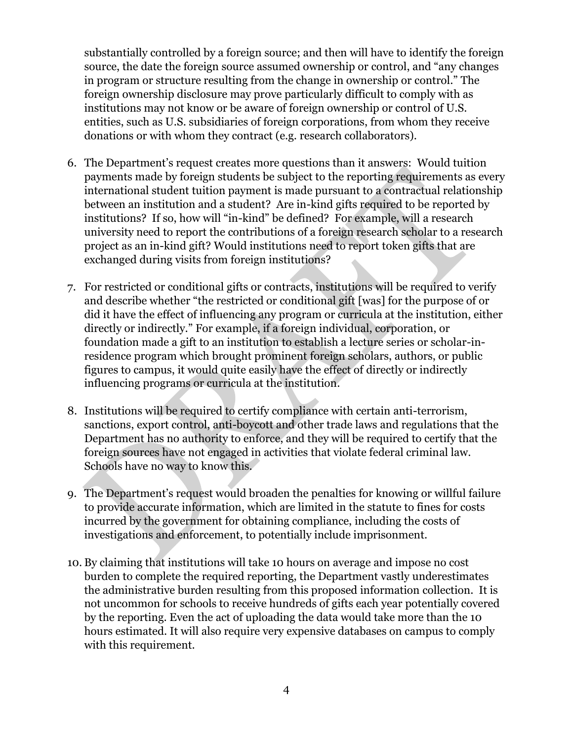substantially controlled by a foreign source; and then will have to identify the foreign source, the date the foreign source assumed ownership or control, and "any changes in program or structure resulting from the change in ownership or control." The foreign ownership disclosure may prove particularly difficult to comply with as institutions may not know or be aware of foreign ownership or control of U.S. entities, such as U.S. subsidiaries of foreign corporations, from whom they receive donations or with whom they contract (e.g. research collaborators).

6. The Department's request creates more questions than it answers: Would tuition payments made by foreign students be subject to the reporting requirements as every international student tuition payment is made pursuant to a contractual relationship between an institution and a student? Are in-kind gifts required to be reported by institutions? If so, how will "in-kind" be defined? For example, will a research university need to report the contributions of a foreign research scholar to a research project as an in-kind gift? Would institutions need to report token gifts that are exchanged during visits from foreign institutions?

7. For restricted or conditional gifts or contracts, institutions will be required to verify and describe whether "the restricted or conditional gift [was] for the purpose of or did it have the effect of influencing any program or curricula at the institution, either directly or indirectly." For example, if a foreign individual, corporation, or foundation made a gift to an institution to establish a lecture series or scholar-in-residence program which brought prominent foreign scholars, authors, or public figures to campus, it would quite easily have the effect of directly or indirectly influencing programs or curricula at the institution.

8. Institutions will be required to certify compliance with certain anti-terrorism, sanctions, export control, anti-boycott and other trade laws and regulations that the Department has no authority to enforce, and they will be required to certify that the foreign sources have not engaged in activities that violate federal criminal law. Schools have no way to know this.

9. The Department's request would broaden the penalties for knowing or willful failure to provide accurate information, which are limited in the statute to fines for costs incurred by the government for obtaining compliance, including the costs of investigations and enforcement, to potentially include imprisonment.

10. By claiming that institutions will take 10 hours on average and impose no cost burden to complete the required reporting, the Department vastly underestimates the administrative burden resulting from this proposed information collection. It is not uncommon for schools to receive hundreds of gifts each year potentially covered by the reporting. Even the act of uploading the data would take more than the 10 hours estimated. It will also require very expensive databases on campus to comply with this requirement.